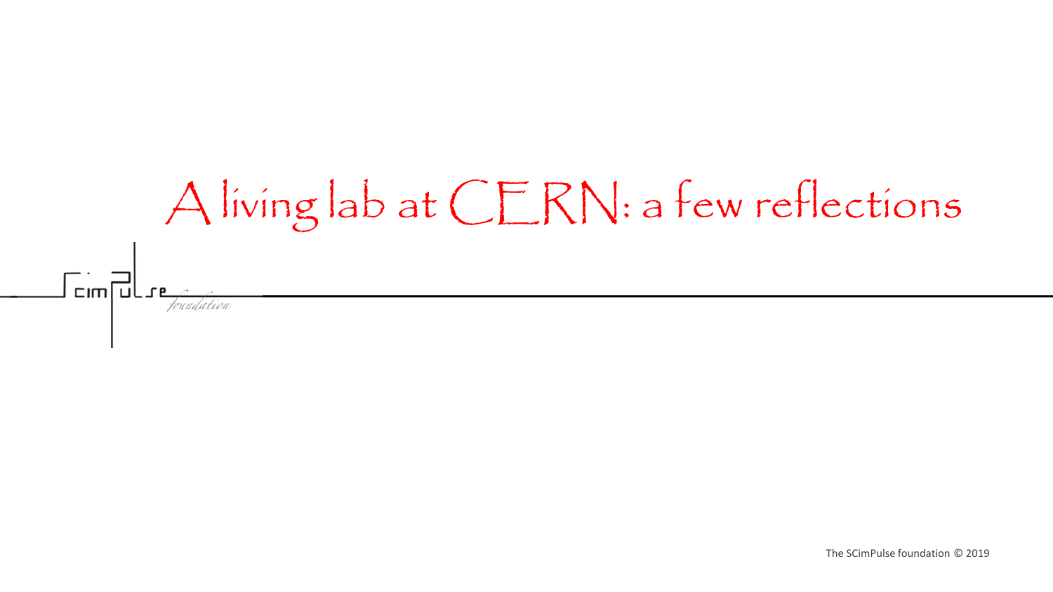# A living lab at CERN: a few reflections

SCimPulse foundation

The SCimPulse foundation © 2019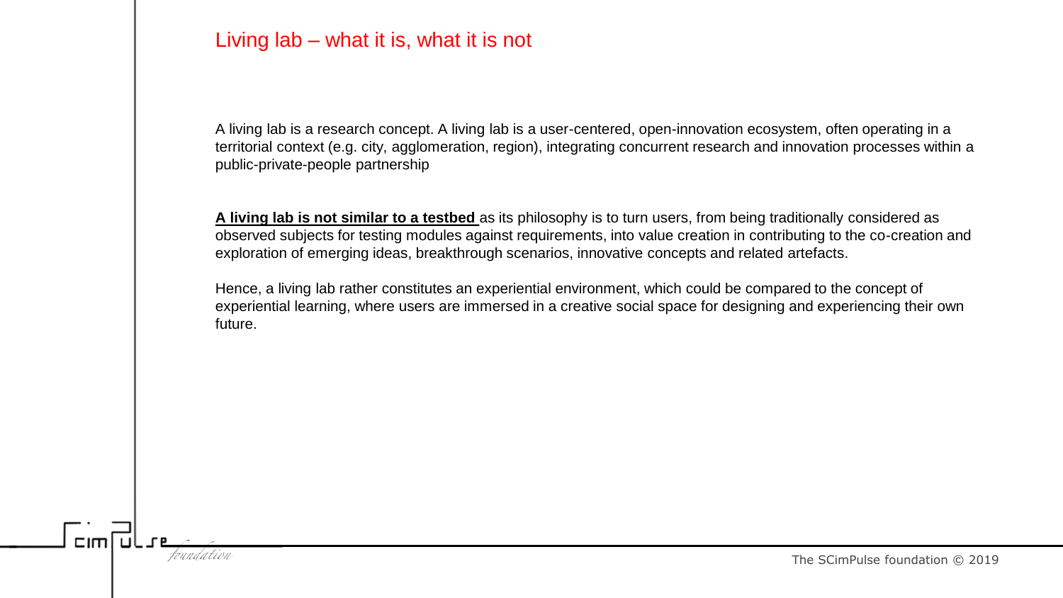# Living lab – what it is, what it is not

A living lab is a research concept. A living lab is a user-centered, open-innovation ecosystem, often operating in a territorial context (e.g. city, agglomeration, region), integrating concurrent research and innovation processes within a public-private-people partnership

**A living lab is not similar to a testbed** as its philosophy is to turn users, from being traditionally considered as observed subjects for testing modules against requirements, into value creation in contributing to the co-creation and exploration of emerging ideas, breakthrough scenarios, innovative concepts and related artefacts.

Hence, a living lab rather constitutes an experiential environment, which could be compared to the concept of experiential learning, where users are immersed in a creative social space for designing and experiencing their own future.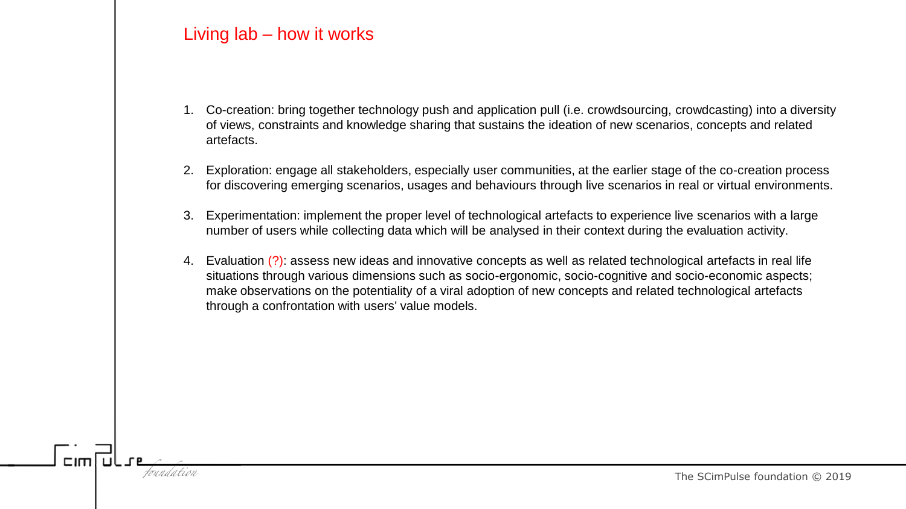# Living lab – how it works

1. Co-creation: bring together technology push and application pull (i.e. crowdsourcing, crowdcasting) into a diversity of views, constraints and knowledge sharing that sustains the ideation of new scenarios, concepts and related artefacts.

2. Exploration: engage all stakeholders, especially user communities, at the earlier stage of the co-creation process for discovering emerging scenarios, usages and behaviours through live scenarios in real or virtual environments.

3. Experimentation: implement the proper level of technological artefacts to experience live scenarios with a large number of users while collecting data which will be analysed in their context during the evaluation activity.

4. Evaluation (?): assess new ideas and innovative concepts as well as related technological artefacts in real life situations through various dimensions such as socio-ergonomic, socio-cognitive and socio-economic aspects; make observations on the potentiality of a viral adoption of new concepts and related technological artefacts through a confrontation with users' value models.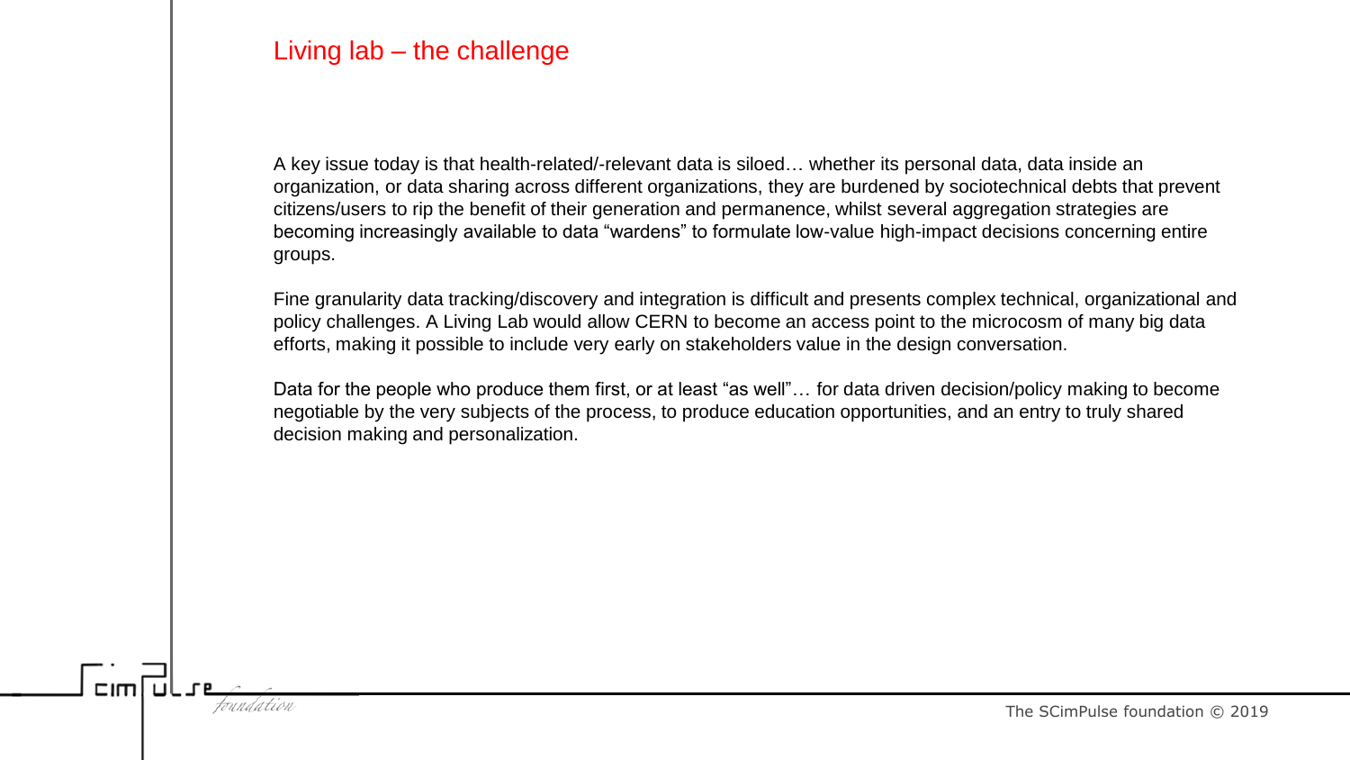# Living lab – the challenge

A key issue today is that health-related/-relevant data is siloed… whether its personal data, data inside an organization, or data sharing across different organizations, they are burdened by sociotechnical debts that prevent citizens/users to rip the benefit of their generation and permanence, whilst several aggregation strategies are becoming increasingly available to data "wardens" to formulate low-value high-impact decisions concerning entire groups.

Fine granularity data tracking/discovery and integration is difficult and presents complex technical, organizational and policy challenges. A Living Lab would allow CERN to become an access point to the microcosm of many big data efforts, making it possible to include very early on stakeholders value in the design conversation.

Data for the people who produce them first, or at least "as well"… for data driven decision/policy making to become negotiable by the very subjects of the process, to produce education opportunities, and an entry to truly shared decision making and personalization.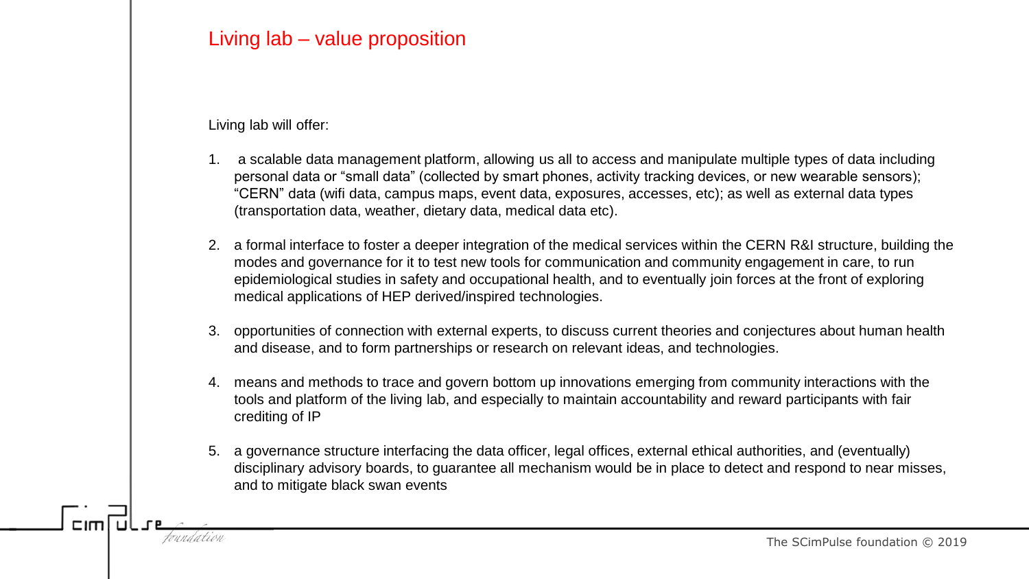# Living lab – value proposition

Living lab will offer:

1. a scalable data management platform, allowing us all to access and manipulate multiple types of data including personal data or "small data" (collected by smart phones, activity tracking devices, or new wearable sensors); "CERN" data (wifi data, campus maps, event data, exposures, accesses, etc); as well as external data types (transportation data, weather, dietary data, medical data etc).

2. a formal interface to foster a deeper integration of the medical services within the CERN R&I structure, building the modes and governance for it to test new tools for communication and community engagement in care, to run epidemiological studies in safety and occupational health, and to eventually join forces at the front of exploring medical applications of HEP derived/inspired technologies.

3. opportunities of connection with external experts, to discuss current theories and conjectures about human health and disease, and to form partnerships or research on relevant ideas, and technologies.

4. means and methods to trace and govern bottom up innovations emerging from community interactions with the tools and platform of the living lab, and especially to maintain accountability and reward participants with fair crediting of IP

5. a governance structure interfacing the data officer, legal offices, external ethical authorities, and (eventually) disciplinary advisory boards, to guarantee all mechanism would be in place to detect and respond to near misses, and to mitigate black swan events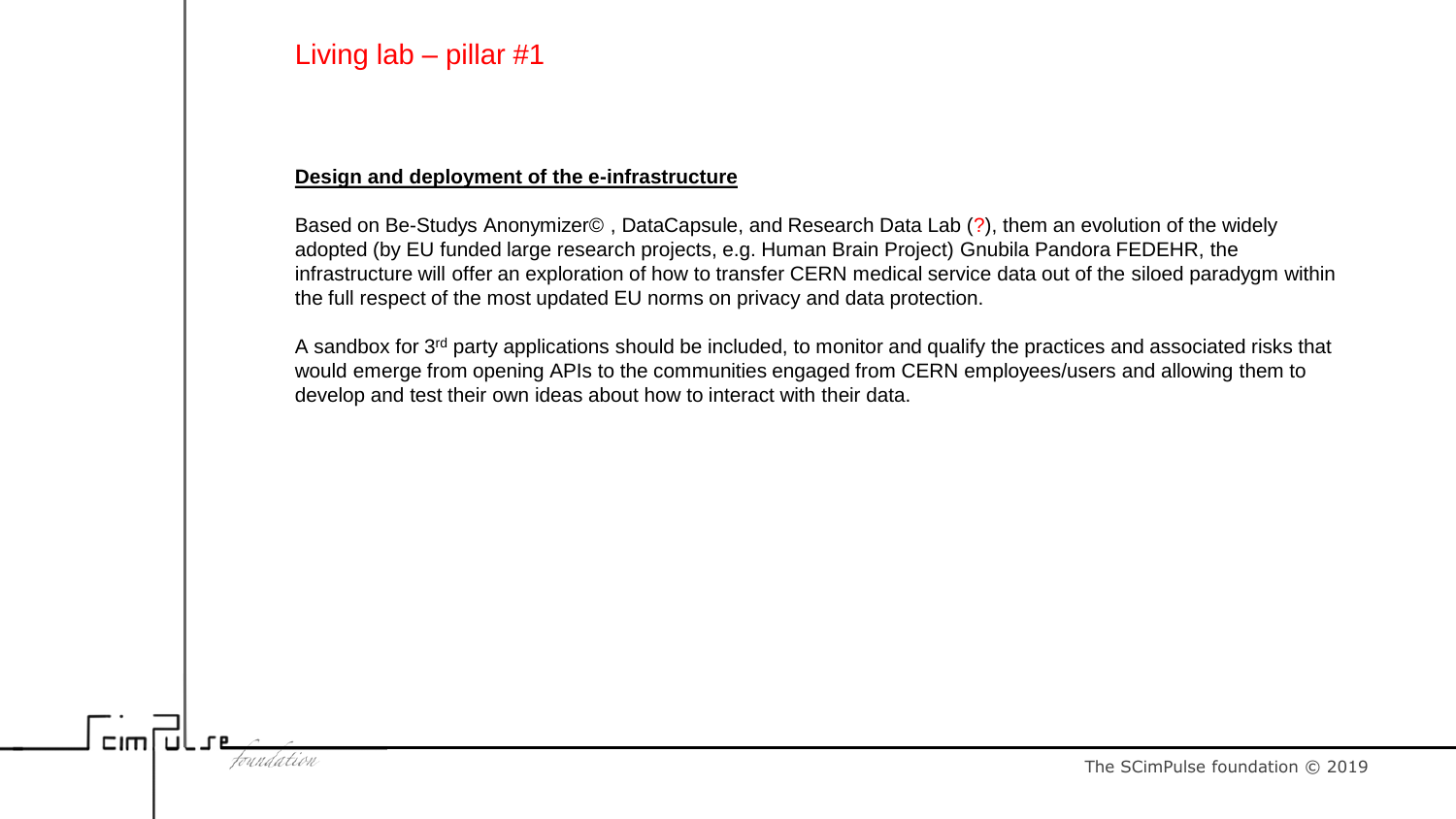# Living lab – pillar #1

**Design and deployment of the e-infrastructure**

Based on Be-Studys Anonymizer© , DataCapsule, and Research Data Lab (?), them an evolution of the widely adopted (by EU funded large research projects, e.g. Human Brain Project) Gnubila Pandora FEDEHR, the infrastructure will offer an exploration of how to transfer CERN medical service data out of the siloed paradygm within the full respect of the most updated EU norms on privacy and data protection.

A sandbox for 3rd party applications should be included, to monitor and qualify the practices and associated risks that would emerge from opening APIs to the communities engaged from CERN employees/users and allowing them to develop and test their own ideas about how to interact with their data.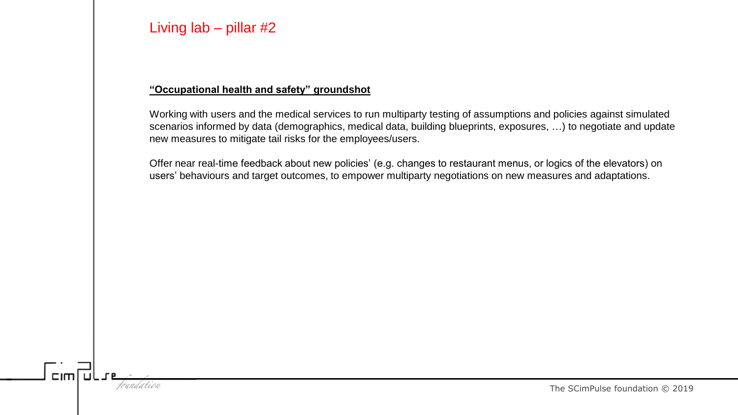# Living lab – pillar #2

**“Occupational health and safety” groundshot**

Working with users and the medical services to run multiparty testing of assumptions and policies against simulated scenarios informed by data (demographics, medical data, building blueprints, exposures, …) to negotiate and update new measures to mitigate tail risks for the employees/users.

Offer near real-time feedback about new policies’ (e.g. changes to restaurant menus, or logics of the elevators) on users’ behaviours and target outcomes, to empower multiparty negotiations on new measures and adaptations.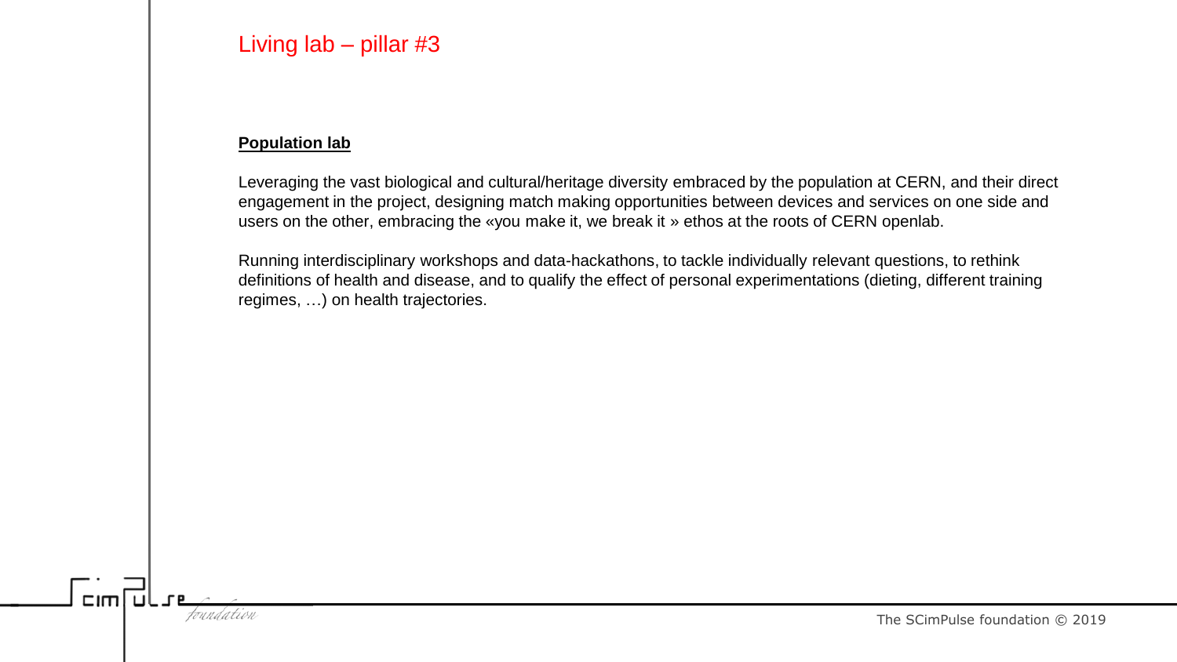# Living lab – pillar #3

**Population lab**

Leveraging the vast biological and cultural/heritage diversity embraced by the population at CERN, and their direct engagement in the project, designing match making opportunities between devices and services on one side and users on the other, embracing the «you make it, we break it » ethos at the roots of CERN openlab.

Running interdisciplinary workshops and data-hackathons, to tackle individually relevant questions, to rethink definitions of health and disease, and to qualify the effect of personal experimentations (dieting, different training regimes, …) on health trajectories.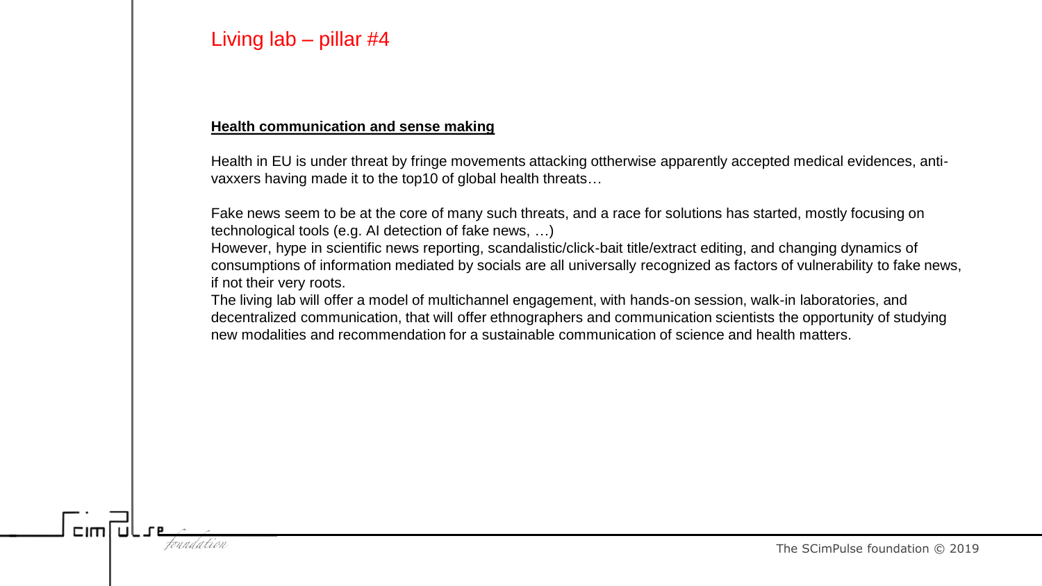# Living lab – pillar #4

**Health communication and sense making**

Health in EU is under threat by fringe movements attacking ottherwise apparently accepted medical evidences, anti-vaxxers having made it to the top10 of global health threats…

Fake news seem to be at the core of many such threats, and a race for solutions has started, mostly focusing on technological tools (e.g. AI detection of fake news, …)
However, hype in scientific news reporting, scandalistic/click-bait title/extract editing, and changing dynamics of consumptions of information mediated by socials are all universally recognized as factors of vulnerability to fake news, if not their very roots.
The living lab will offer a model of multichannel engagement, with hands-on session, walk-in laboratories, and decentralized communication, that will offer ethnographers and communication scientists the opportunity of studying new modalities and recommendation for a sustainable communication of science and health matters.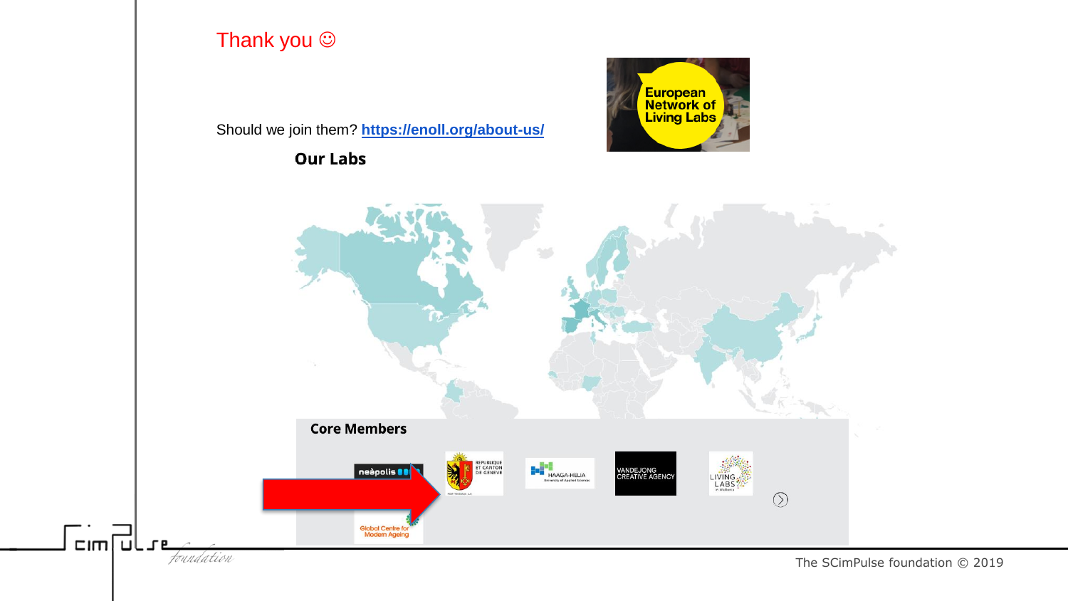# Thank you ☺

Should we join them? https://enoll.org/about-us/

European Network of Living Labs

**Our Labs**

**Core Members**

neàpolis

REPUBLIQUE ET CANTON DE GENEVE

HAAGA-HELIA University of Applied Sciences

VANDEJONG CREATIVE AGENCY

LIVING LABS in Wallonia

Global Centre for Modern Ageing

The SCimPulse foundation © 2019